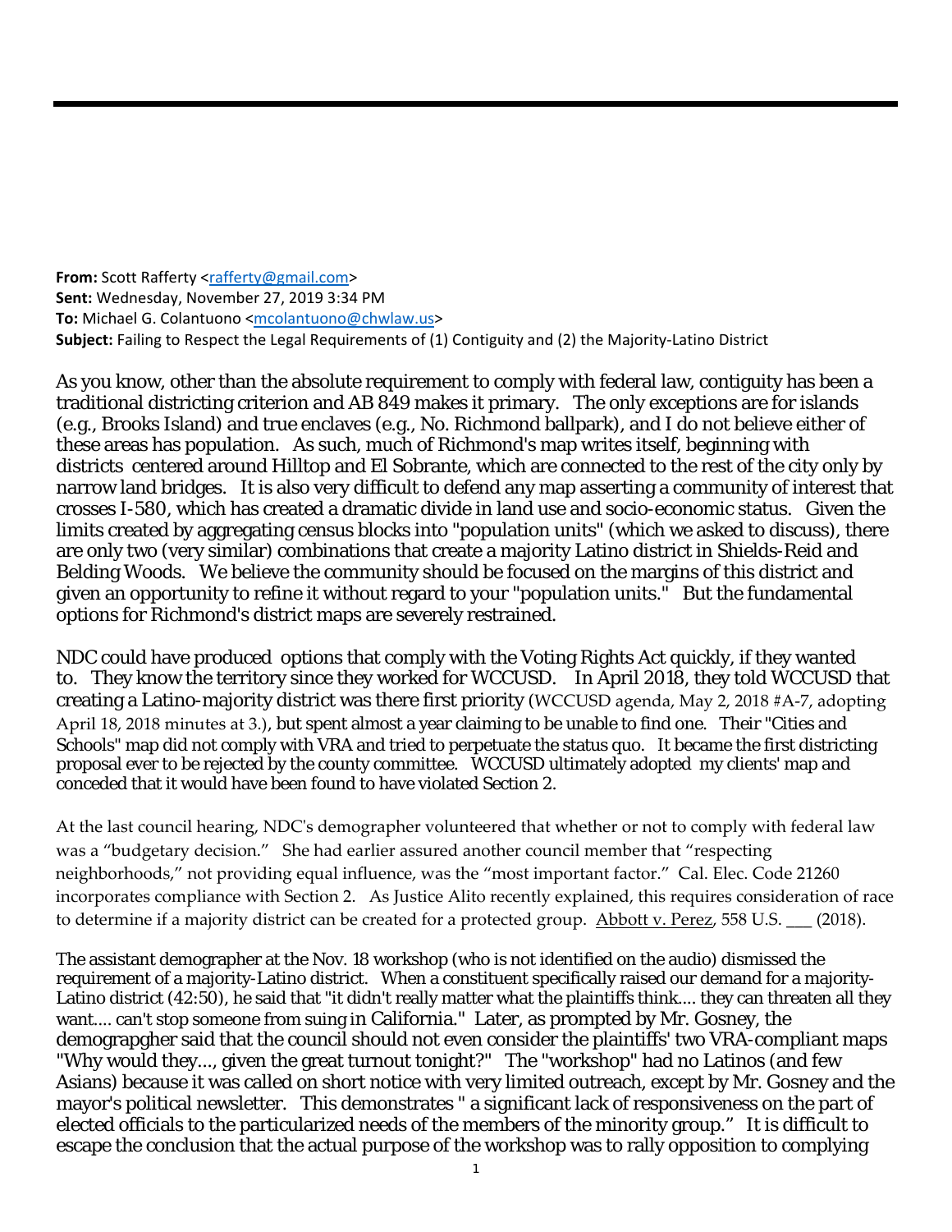**From:** Scott Rafferty <rafferty@gmail.com>
**Sent:** Wednesday, November 27, 2019 3:34 PM
**To:** Michael G. Colantuono <mcolantuono@chwlaw.us>
**Subject:** Failing to Respect the Legal Requirements of (1) Contiguity and (2) the Majority-Latino District

As you know, other than the absolute requirement to comply with federal law, contiguity has been a traditional districting criterion and AB 849 makes it primary. The only exceptions are for islands (e.g., Brooks Island) and true enclaves (e.g., No. Richmond ballpark), and I do not believe either of these areas has population. As such, much of Richmond's map writes itself, beginning with districts centered around Hilltop and El Sobrante, which are connected to the rest of the city only by narrow land bridges. It is also very difficult to defend any map asserting a community of interest that crosses I-580, which has created a dramatic divide in land use and socio-economic status. Given the limits created by aggregating census blocks into "population units" (which we asked to discuss), there are only two (very similar) combinations that create a majority Latino district in Shields-Reid and Belding Woods. We believe the community should be focused on the margins of this district and given an opportunity to refine it without regard to your "population units." But the fundamental options for Richmond's district maps are severely restrained.

NDC could have produced options that comply with the Voting Rights Act quickly, if they wanted to. They know the territory since they worked for WCCUSD. In April 2018, they told WCCUSD that creating a Latino-majority district was there first priority (WCCUSD agenda, May 2, 2018 #A-7, adopting April 18, 2018 minutes at 3.), but spent almost a year claiming to be unable to find one. Their "Cities and Schools" map did not comply with VRA and tried to perpetuate the status quo. It became the first districting proposal ever to be rejected by the county committee. WCCUSD ultimately adopted my clients' map and conceded that it would have been found to have violated Section 2.

At the last council hearing, NDC's demographer volunteered that whether or not to comply with federal law was a "budgetary decision." She had earlier assured another council member that "respecting neighborhoods," not providing equal influence, was the "most important factor." Cal. Elec. Code 21260 incorporates compliance with Section 2. As Justice Alito recently explained, this requires consideration of race to determine if a majority district can be created for a protected group. <u>Abbott v. Perez</u>, 558 U.S. ___ (2018).

The assistant demographer at the Nov. 18 workshop (who is not identified on the audio) dismissed the requirement of a majority-Latino district. When a constituent specifically raised our demand for a majority-Latino district (42:50), he said that "it didn't really matter what the plaintiffs think.... they can threaten all they want.... can't stop someone from suing in California." Later, as prompted by Mr. Gosney, the demograpgher said that the council should not even consider the plaintiffs' two VRA-compliant maps "Why would they..., given the great turnout tonight?" The "workshop" had no Latinos (and few Asians) because it was called on short notice with very limited outreach, except by Mr. Gosney and the mayor's political newsletter. This demonstrates " a significant lack of responsiveness on the part of elected officials to the particularized needs of the members of the minority group." It is difficult to escape the conclusion that the actual purpose of the workshop was to rally opposition to complying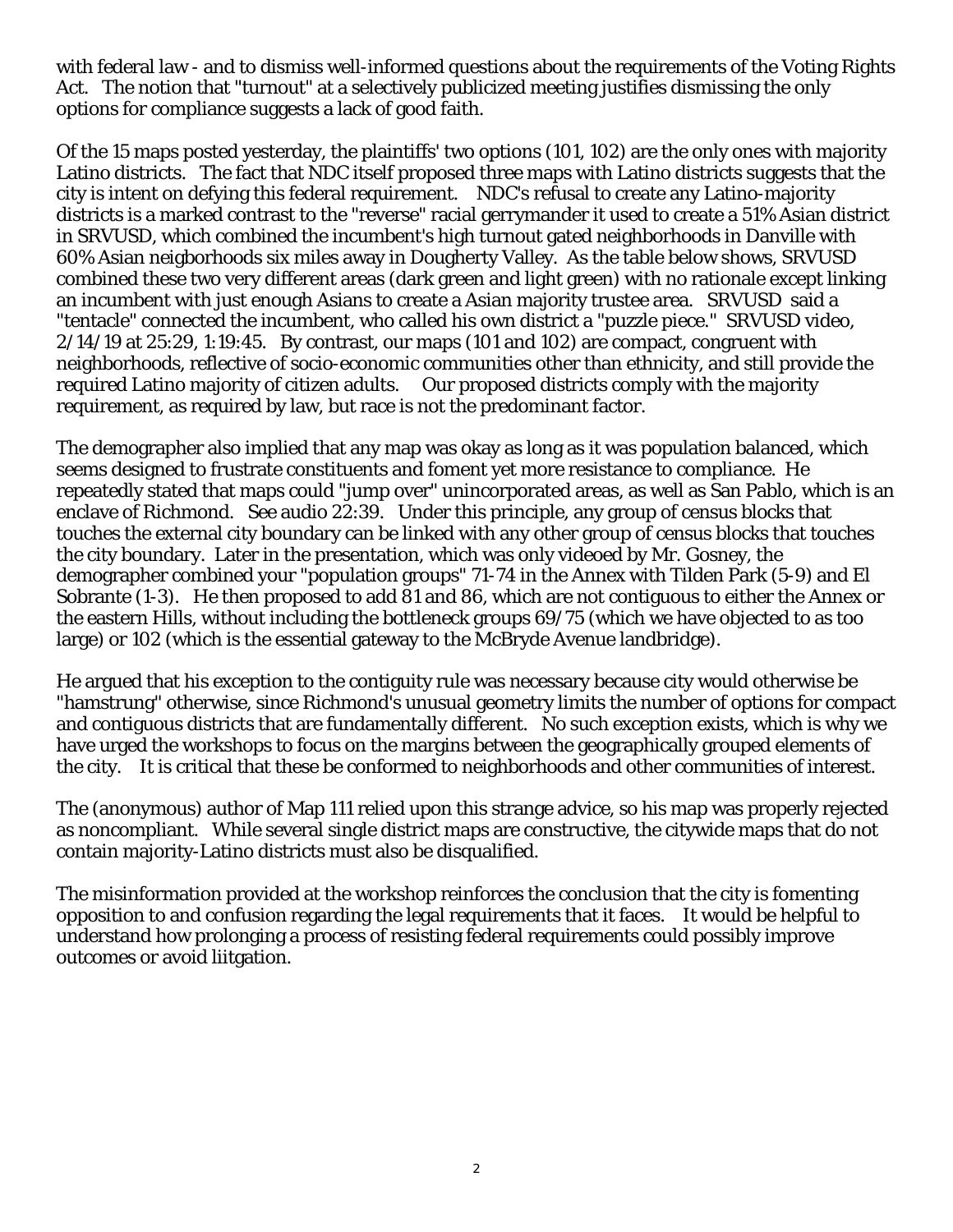with federal law - and to dismiss well-informed questions about the requirements of the Voting Rights Act. The notion that "turnout" at a selectively publicized meeting justifies dismissing the only options for compliance suggests a lack of good faith.

Of the 15 maps posted yesterday, the plaintiffs' two options (101, 102) are the only ones with majority Latino districts. The fact that NDC itself proposed three maps with Latino districts suggests that the city is intent on defying this federal requirement. NDC's refusal to create any Latino-majority districts is a marked contrast to the "reverse" racial gerrymander it used to create a 51% Asian district in SRVUSD, which combined the incumbent's high turnout gated neighborhoods in Danville with 60% Asian neigborhoods six miles away in Dougherty Valley. As the table below shows, SRVUSD combined these two very different areas (dark green and light green) with no rationale except linking an incumbent with just enough Asians to create a Asian majority trustee area. SRVUSD said a "tentacle" connected the incumbent, who called his own district a "puzzle piece." SRVUSD video, 2/14/19 at 25:29, 1:19:45. By contrast, our maps (101 and 102) are compact, congruent with neighborhoods, reflective of socio-economic communities other than ethnicity, and still provide the required Latino majority of citizen adults. Our proposed districts comply with the majority requirement, as required by law, but race is not the predominant factor.

The demographer also implied that any map was okay as long as it was population balanced, which seems designed to frustrate constituents and foment yet more resistance to compliance. He repeatedly stated that maps could "jump over" unincorporated areas, as well as San Pablo, which is an enclave of Richmond. See audio 22:39. Under this principle, any group of census blocks that touches the external city boundary can be linked with any other group of census blocks that touches the city boundary. Later in the presentation, which was only videoed by Mr. Gosney, the demographer combined your "population groups" 71-74 in the Annex with Tilden Park (5-9) and El Sobrante (1-3). He then proposed to add 81 and 86, which are not contiguous to either the Annex or the eastern Hills, without including the bottleneck groups 69/75 (which we have objected to as too large) or 102 (which is the essential gateway to the McBryde Avenue landbridge).

He argued that his exception to the contiguity rule was necessary because city would otherwise be "hamstrung" otherwise, since Richmond's unusual geometry limits the number of options for compact and contiguous districts that are fundamentally different. No such exception exists, which is why we have urged the workshops to focus on the margins between the geographically grouped elements of the city. It is critical that these be conformed to neighborhoods and other communities of interest.

The (anonymous) author of Map 111 relied upon this strange advice, so his map was properly rejected as noncompliant. While several single district maps are constructive, the citywide maps that do not contain majority-Latino districts must also be disqualified.

The misinformation provided at the workshop reinforces the conclusion that the city is fomenting opposition to and confusion regarding the legal requirements that it faces. It would be helpful to understand how prolonging a process of resisting federal requirements could possibly improve outcomes or avoid liitgation.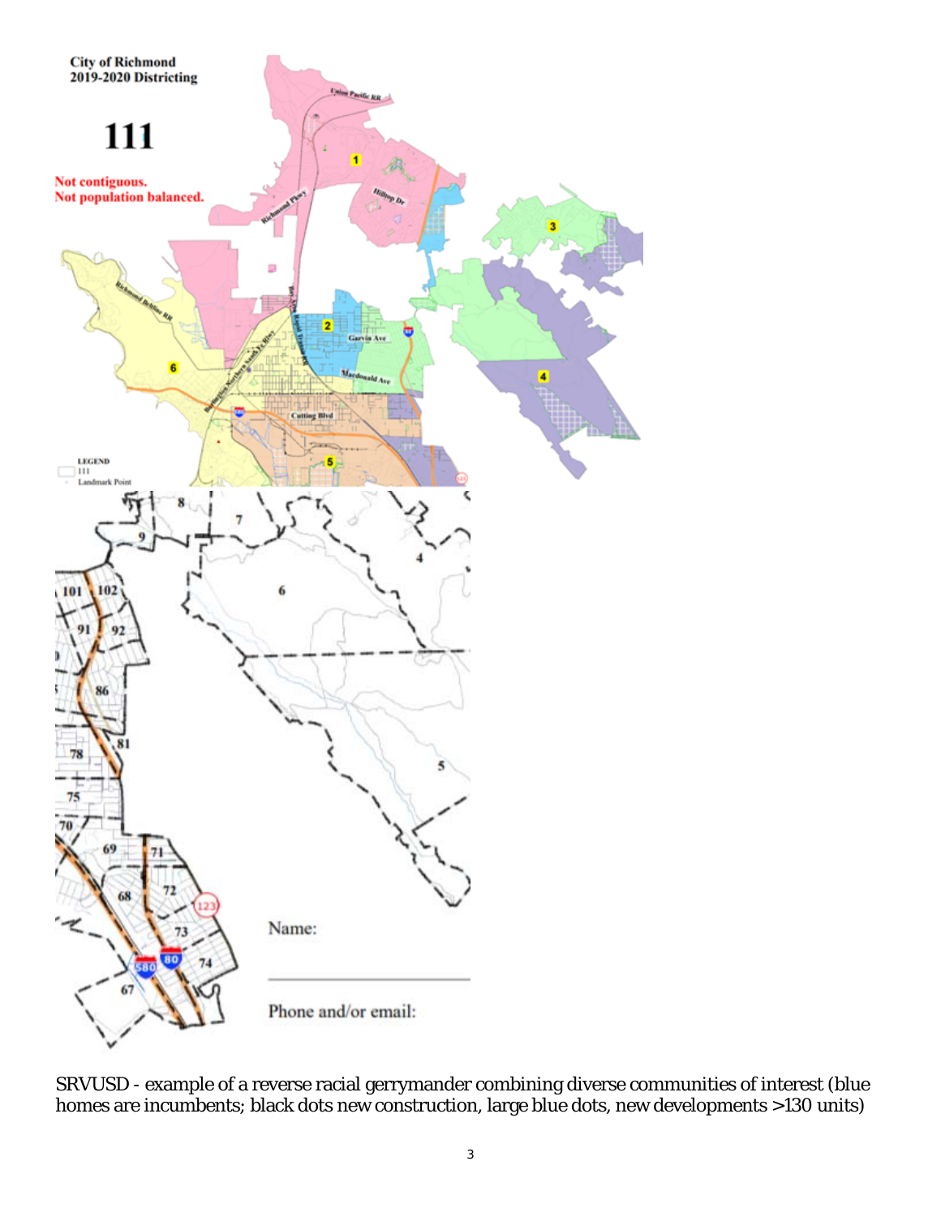City of Richmond
2019-2020 Districting

# 111

Not contiguous.
Not population balanced.

Name:

Phone and/or email:

SRVUSD - example of a reverse racial gerrymander combining diverse communities of interest (blue homes are incumbents; black dots new construction, large blue dots, new developments >130 units)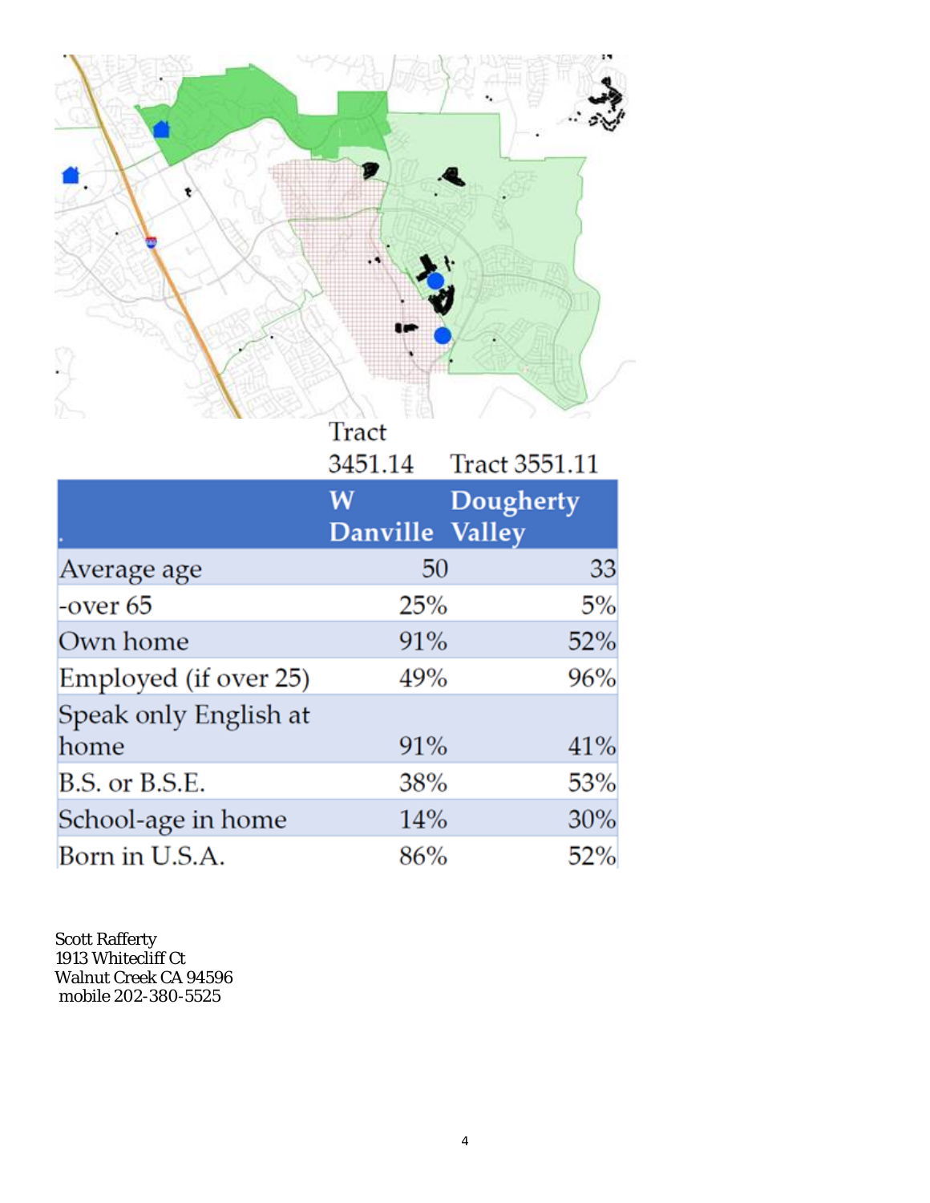| | Tract 3451.14 W Danville | Tract 3551.11 Dougherty Valley |
|---|---|---|
| Average age | 50 | 33 |
| -over 65 | 25% | 5% |
| Own home | 91% | 52% |
| Employed (if over 25) | 49% | 96% |
| Speak only English at home | 91% | 41% |
| B.S. or B.S.E. | 38% | 53% |
| School-age in home | 14% | 30% |
| Born in U.S.A. | 86% | 52% |

Scott Rafferty
1913 Whitecliff Ct
Walnut Creek CA 94596
mobile 202-380-5525